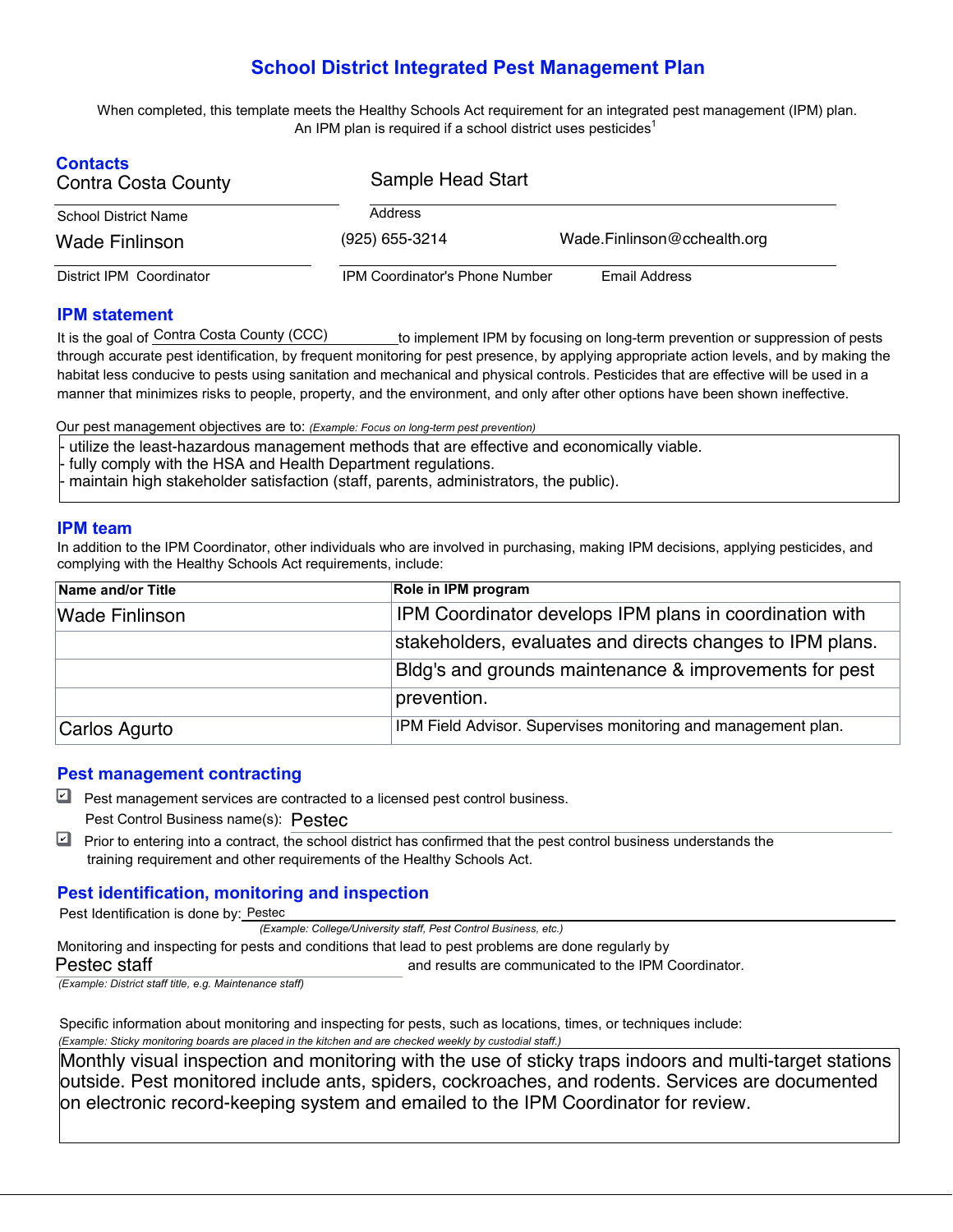# School District Integrated Pest Management Plan

When completed, this template meets the Healthy Schools Act requirement for an integrated pest management (IPM) plan. An IPM plan is required if a school district uses pesticides[1]

## Contacts

Contra Costa County
School District Name

Sample Head Start
Address

Wade Finlinson
District IPM Coordinator

(925) 655-3214
IPM Coordinator's Phone Number

Wade.Finlinson@cchealth.org
Email Address

## IPM statement

It is the goal of Contra Costa County (CCC) to implement IPM by focusing on long-term prevention or suppression of pests through accurate pest identification, by frequent monitoring for pest presence, by applying appropriate action levels, and by making the habitat less conducive to pests using sanitation and mechanical and physical controls. Pesticides that are effective will be used in a manner that minimizes risks to people, property, and the environment, and only after other options have been shown ineffective.

Our pest management objectives are to: *(Example: Focus on long-term pest prevention)*

- utilize the least-hazardous management methods that are effective and economically viable.
- fully comply with the HSA and Health Department regulations.
- maintain high stakeholder satisfaction (staff, parents, administrators, the public).

## IPM team

In addition to the IPM Coordinator, other individuals who are involved in purchasing, making IPM decisions, applying pesticides, and complying with the Healthy Schools Act requirements, include:

| Name and/or Title | Role in IPM program |
|---|---|
| Wade Finlinson | IPM Coordinator develops IPM plans in coordination with |
| | stakeholders, evaluates and directs changes to IPM plans. |
| | Bldg's and grounds maintenance & improvements for pest |
| | prevention. |
| Carlos Agurto | IPM Field Advisor. Supervises monitoring and management plan. |

## Pest management contracting

- [x] Pest management services are contracted to a licensed pest control business.
  Pest Control Business name(s): Pestec
- [x] Prior to entering into a contract, the school district has confirmed that the pest control business understands the training requirement and other requirements of the Healthy Schools Act.

## Pest identification, monitoring and inspection

Pest Identification is done by: Pestec
*(Example: College/University staff, Pest Control Business, etc.)*

Monitoring and inspecting for pests and conditions that lead to pest problems are done regularly by Pestec staff and results are communicated to the IPM Coordinator.
*(Example: District staff title, e.g. Maintenance staff)*

Specific information about monitoring and inspecting for pests, such as locations, times, or techniques include:
*(Example: Sticky monitoring boards are placed in the kitchen and are checked weekly by custodial staff.)*

Monthly visual inspection and monitoring with the use of sticky traps indoors and multi-target stations outside. Pest monitored include ants, spiders, cockroaches, and rodents. Services are documented on electronic record-keeping system and emailed to the IPM Coordinator for review.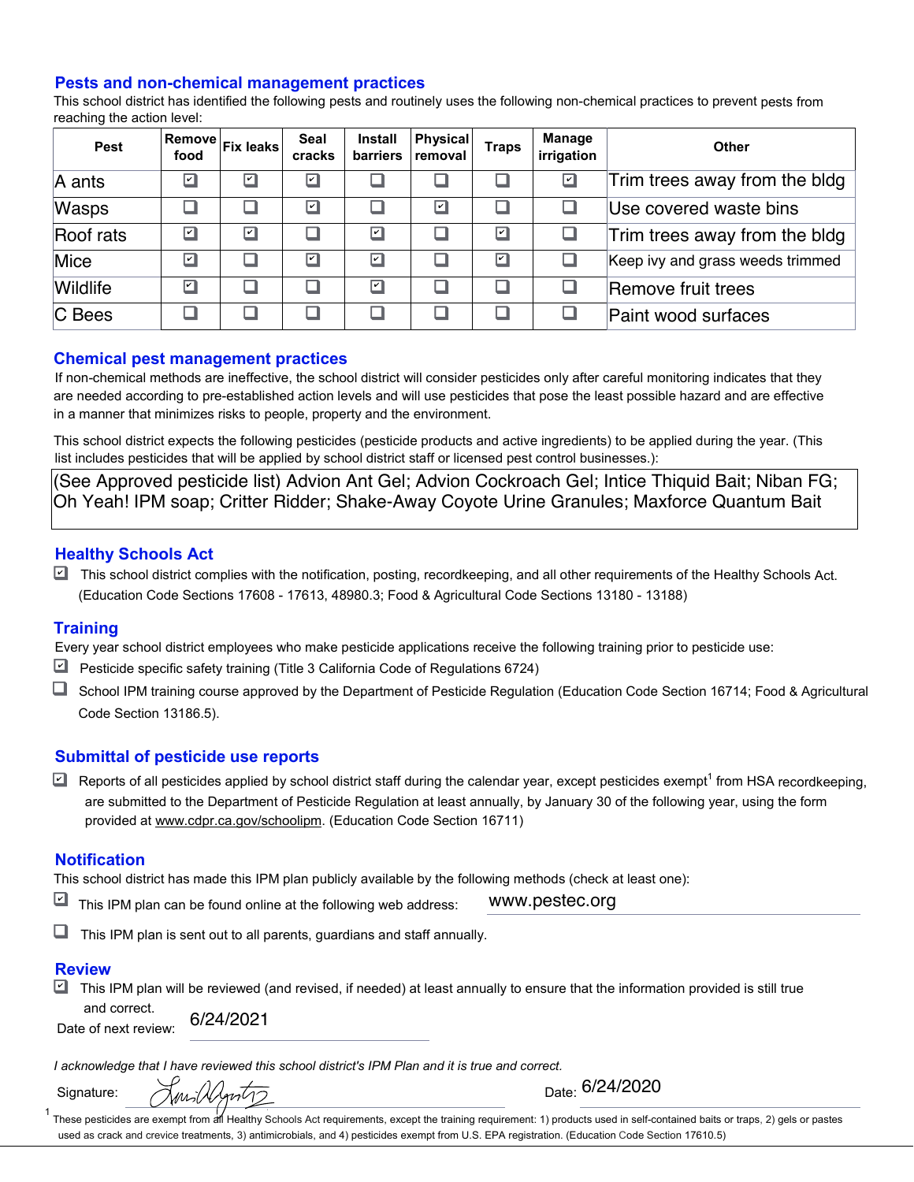## Pests and non-chemical management practices

This school district has identified the following pests and routinely uses the following non-chemical practices to prevent pests from reaching the action level:

| Pest | Remove food | Fix leaks | Seal cracks | Install barriers | Physical removal | Traps | Manage irrigation | Other |
|---|---|---|---|---|---|---|---|---|
| A ants | ☑ | ☑ | ☑ | ☐ | ☐ | ☐ | ☑ | Trim trees away from the bldg |
| Wasps | ☐ | ☐ | ☑ | ☐ | ☑ | ☐ | ☐ | Use covered waste bins |
| Roof rats | ☑ | ☑ | ☐ | ☑ | ☐ | ☑ | ☐ | Trim trees away from the bldg |
| Mice | ☑ | ☐ | ☑ | ☑ | ☐ | ☑ | ☐ | Keep ivy and grass weeds trimmed |
| Wildlife | ☑ | ☐ | ☐ | ☑ | ☐ | ☐ | ☐ | Remove fruit trees |
| C Bees | ☐ | ☐ | ☐ | ☐ | ☐ | ☐ | ☐ | Paint wood surfaces |

## Chemical pest management practices

If non-chemical methods are ineffective, the school district will consider pesticides only after careful monitoring indicates that they are needed according to pre-established action levels and will use pesticides that pose the least possible hazard and are effective in a manner that minimizes risks to people, property and the environment.

This school district expects the following pesticides (pesticide products and active ingredients) to be applied during the year. (This list includes pesticides that will be applied by school district staff or licensed pest control businesses.):

(See Approved pesticide list) Advion Ant Gel; Advion Cockroach Gel; Intice Thiquid Bait; Niban FG; Oh Yeah! IPM soap; Critter Ridder; Shake-Away Coyote Urine Granules; Maxforce Quantum Bait

## Healthy Schools Act

☑ This school district complies with the notification, posting, recordkeeping, and all other requirements of the Healthy Schools Act. (Education Code Sections 17608 - 17613, 48980.3; Food & Agricultural Code Sections 13180 - 13188)

## Training

Every year school district employees who make pesticide applications receive the following training prior to pesticide use:

☑ Pesticide specific safety training (Title 3 California Code of Regulations 6724)

☐ School IPM training course approved by the Department of Pesticide Regulation (Education Code Section 16714; Food & Agricultural Code Section 13186.5).

## Submittal of pesticide use reports

☑ Reports of all pesticides applied by school district staff during the calendar year, except pesticides exempt[1] from HSA recordkeeping, are submitted to the Department of Pesticide Regulation at least annually, by January 30 of the following year, using the form provided at www.cdpr.ca.gov/schoolipm. (Education Code Section 16711)

## Notification

This school district has made this IPM plan publicly available by the following methods (check at least one):

☑ This IPM plan can be found online at the following web address: www.pestec.org

☐ This IPM plan is sent out to all parents, guardians and staff annually.

## Review

☑ This IPM plan will be reviewed (and revised, if needed) at least annually to ensure that the information provided is still true and correct.

Date of next review: 6/24/2021

*I acknowledge that I have reviewed this school district's IPM Plan and it is true and correct.*

Signature: [signature] Date: 6/24/2020

[1] These pesticides are exempt from all Healthy Schools Act requirements, except the training requirement: 1) products used in self-contained baits or traps, 2) gels or pastes used as crack and crevice treatments, 3) antimicrobials, and 4) pesticides exempt from U.S. EPA registration. (Education Code Section 17610.5)